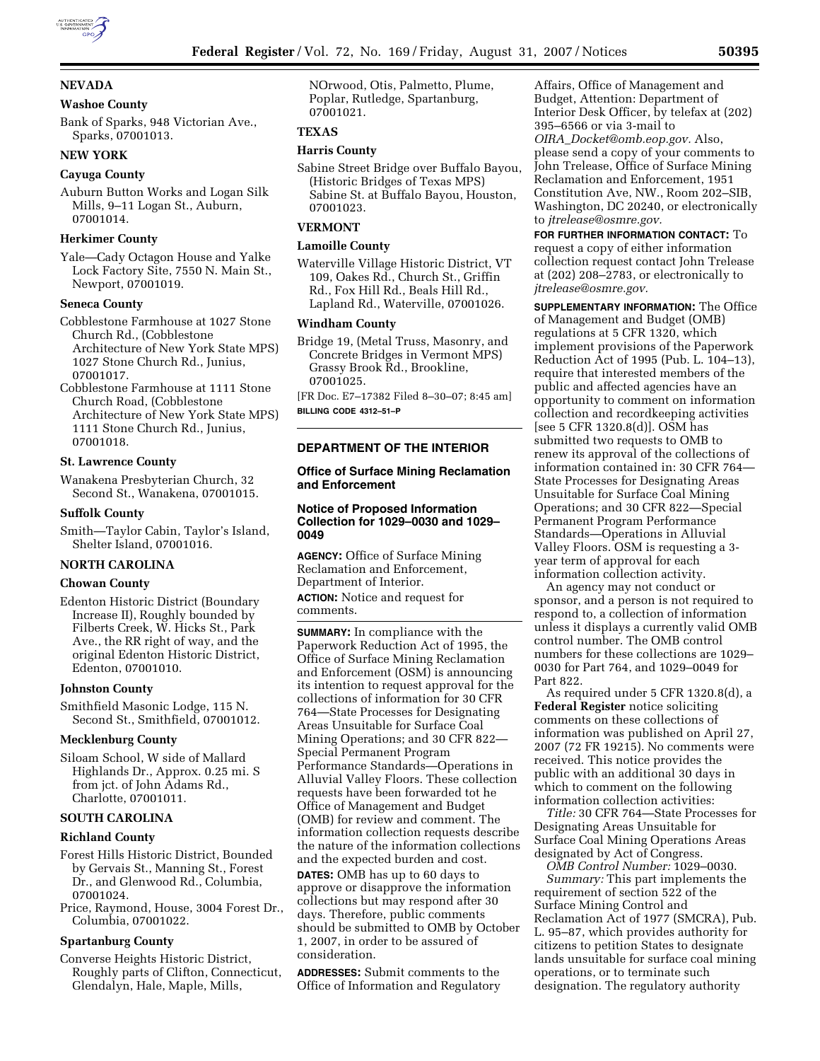## NEVADA

### Washoe County

Bank of Sparks, 948 Victorian Ave., Sparks, 07001013.

## NEW YORK

### Cayuga County

Auburn Button Works and Logan Silk Mills, 9–11 Logan St., Auburn, 07001014.

### Herkimer County

Yale—Cady Octagon House and Yalke Lock Factory Site, 7550 N. Main St., Newport, 07001019.

### Seneca County

Cobblestone Farmhouse at 1027 Stone Church Rd., (Cobblestone Architecture of New York State MPS) 1027 Stone Church Rd., Junius, 07001017.

Cobblestone Farmhouse at 1111 Stone Church Road, (Cobblestone Architecture of New York State MPS) 1111 Stone Church Rd., Junius, 07001018.

### St. Lawrence County

Wanakena Presbyterian Church, 32 Second St., Wanakena, 07001015.

### Suffolk County

Smith—Taylor Cabin, Taylor's Island, Shelter Island, 07001016.

## NORTH CAROLINA

### Chowan County

Edenton Historic District (Boundary Increase II), Roughly bounded by Filberts Creek, W. Hicks St., Park Ave., the RR right of way, and the original Edenton Historic District, Edenton, 07001010.

### Johnston County

Smithfield Masonic Lodge, 115 N. Second St., Smithfield, 07001012.

### Mecklenburg County

Siloam School, W side of Mallard Highlands Dr., Approx. 0.25 mi. S from jct. of John Adams Rd., Charlotte, 07001011.

## SOUTH CAROLINA

### Richland County

Forest Hills Historic District, Bounded by Gervais St., Manning St., Forest Dr., and Glenwood Rd., Columbia, 07001024.

Price, Raymond, House, 3004 Forest Dr., Columbia, 07001022.

### Spartanburg County

Converse Heights Historic District, Roughly parts of Clifton, Connecticut, Glendalyn, Hale, Maple, Mills, NOrwood, Otis, Palmetto, Plume, Poplar, Rutledge, Spartanburg, 07001021.

## TEXAS

### Harris County

Sabine Street Bridge over Buffalo Bayou, (Historic Bridges of Texas MPS) Sabine St. at Buffalo Bayou, Houston, 07001023.

## VERMONT

### Lamoille County

Waterville Village Historic District, VT 109, Oakes Rd., Church St., Griffin Rd., Fox Hill Rd., Beals Hill Rd., Lapland Rd., Waterville, 07001026.

### Windham County

Bridge 19, (Metal Truss, Masonry, and Concrete Bridges in Vermont MPS) Grassy Brook Rd., Brookline, 07001025.

[FR Doc. E7–17382 Filed 8–30–07; 8:45 am]

**BILLING CODE 4312–51–P**

---

## DEPARTMENT OF THE INTERIOR

### Office of Surface Mining Reclamation and Enforcement

### Notice of Proposed Information Collection for 1029–0030 and 1029–0049

**AGENCY:** Office of Surface Mining Reclamation and Enforcement, Department of Interior.

**ACTION:** Notice and request for comments.

**SUMMARY:** In compliance with the Paperwork Reduction Act of 1995, the Office of Surface Mining Reclamation and Enforcement (OSM) is announcing its intention to request approval for the collections of information for 30 CFR 764—State Processes for Designating Areas Unsuitable for Surface Coal Mining Operations; and 30 CFR 822—Special Permanent Program Performance Standards—Operations in Alluvial Valley Floors. These collection requests have been forwarded tot he Office of Management and Budget (OMB) for review and comment. The information collection requests describe the nature of the information collections and the expected burden and cost.

**DATES:** OMB has up to 60 days to approve or disapprove the information collections but may respond after 30 days. Therefore, public comments should be submitted to OMB by October 1, 2007, in order to be assured of consideration.

**ADDRESSES:** Submit comments to the Office of Information and Regulatory Affairs, Office of Management and Budget, Attention: Department of Interior Desk Officer, by telefax at (202) 395–6566 or via 3-mail to *OIRA_Docket@omb.eop.gov*. Also, please send a copy of your comments to John Trelease, Office of Surface Mining Reclamation and Enforcement, 1951 Constitution Ave, NW., Room 202–SIB, Washington, DC 20240, or electronically to *jtrelease@osmre.gov*.

**FOR FURTHER INFORMATION CONTACT:** To request a copy of either information collection request contact John Trelease at (202) 208–2783, or electronically to *jtrelease@osmre.gov*.

**SUPPLEMENTARY INFORMATION:** The Office of Management and Budget (OMB) regulations at 5 CFR 1320, which implement provisions of the Paperwork Reduction Act of 1995 (Pub. L. 104–13), require that interested members of the public and affected agencies have an opportunity to comment on information collection and recordkeeping activities [see 5 CFR 1320.8(d)]. OSM has submitted two requests to OMB to renew its approval of the collections of information contained in: 30 CFR 764—State Processes for Designating Areas Unsuitable for Surface Coal Mining Operations; and 30 CFR 822—Special Permanent Program Performance Standards—Operations in Alluvial Valley Floors. OSM is requesting a 3-year term of approval for each information collection activity.

An agency may not conduct or sponsor, and a person is not required to respond to, a collection of information unless it displays a currently valid OMB control number. The OMB control numbers for these collections are 1029–0030 for Part 764, and 1029–0049 for Part 822.

As required under 5 CFR 1320.8(d), a **Federal Register** notice soliciting comments on these collections of information was published on April 27, 2007 (72 FR 19215). No comments were received. This notice provides the public with an additional 30 days in which to comment on the following information collection activities:

*Title:* 30 CFR 764—State Processes for Designating Areas Unsuitable for Surface Coal Mining Operations Areas designated by Act of Congress.

*OMB Control Number:* 1029–0030.

*Summary:* This part implements the requirement of section 522 of the Surface Mining Control and Reclamation Act of 1977 (SMCRA), Pub. L. 95–87, which provides authority for citizens to petition States to designate lands unsuitable for surface coal mining operations, or to terminate such designation. The regulatory authority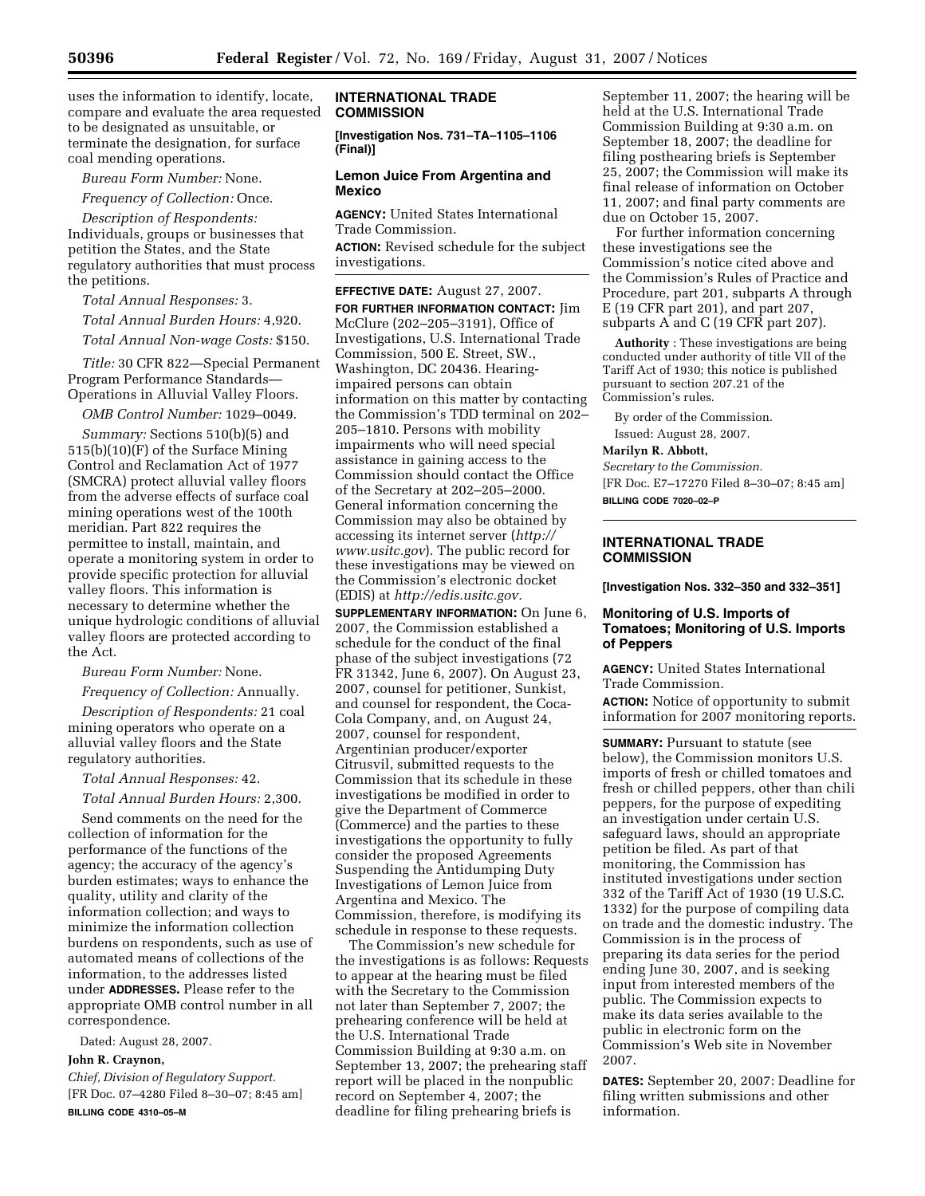uses the information to identify, locate, compare and evaluate the area requested to be designated as unsuitable, or terminate the designation, for surface coal mending operations.

*Bureau Form Number:* None.

*Frequency of Collection:* Once.

*Description of Respondents:* Individuals, groups or businesses that petition the States, and the State regulatory authorities that must process the petitions.

*Total Annual Responses:* 3.

*Total Annual Burden Hours:* 4,920.

*Total Annual Non-wage Costs:* $150.

*Title:* 30 CFR 822—Special Permanent Program Performance Standards—Operations in Alluvial Valley Floors.

*OMB Control Number:* 1029–0049.

*Summary:* Sections 510(b)(5) and 515(b)(10)(F) of the Surface Mining Control and Reclamation Act of 1977 (SMCRA) protect alluvial valley floors from the adverse effects of surface coal mining operations west of the 100th meridian. Part 822 requires the permittee to install, maintain, and operate a monitoring system in order to provide specific protection for alluvial valley floors. This information is necessary to determine whether the unique hydrologic conditions of alluvial valley floors are protected according to the Act.

*Bureau Form Number:* None.

*Frequency of Collection:* Annually.

*Description of Respondents:* 21 coal mining operators who operate on a alluvial valley floors and the State regulatory authorities.

*Total Annual Responses:* 42.

*Total Annual Burden Hours:* 2,300.

Send comments on the need for the collection of information for the performance of the functions of the agency; the accuracy of the agency's burden estimates; ways to enhance the quality, utility and clarity of the information collection; and ways to minimize the information collection burdens on respondents, such as use of automated means of collections of the information, to the addresses listed under **ADDRESSES.** Please refer to the appropriate OMB control number in all correspondence.

Dated: August 28, 2007.

**John R. Craynon,**

*Chief, Division of Regulatory Support.*

[FR Doc. 07–4280 Filed 8–30–07; 8:45 am]

**BILLING CODE 4310–05–M**

## INTERNATIONAL TRADE COMMISSION

**[Investigation Nos. 731–TA–1105–1106 (Final)]**

### Lemon Juice From Argentina and Mexico

**AGENCY:** United States International Trade Commission.

**ACTION:** Revised schedule for the subject investigations.

**EFFECTIVE DATE:** August 27, 2007.

**FOR FURTHER INFORMATION CONTACT:** Jim McClure (202–205–3191), Office of Investigations, U.S. International Trade Commission, 500 E. Street, SW., Washington, DC 20436. Hearing-impaired persons can obtain information on this matter by contacting the Commission's TDD terminal on 202–205–1810. Persons with mobility impairments who will need special assistance in gaining access to the Commission should contact the Office of the Secretary at 202–205–2000. General information concerning the Commission may also be obtained by accessing its internet server (*http://www.usitc.gov*). The public record for these investigations may be viewed on the Commission's electronic docket (EDIS) at *http://edis.usitc.gov.*

**SUPPLEMENTARY INFORMATION:** On June 6, 2007, the Commission established a schedule for the conduct of the final phase of the subject investigations (72 FR 31342, June 6, 2007). On August 23, 2007, counsel for petitioner, Sunkist, and counsel for respondent, the Coca-Cola Company, and, on August 24, 2007, counsel for respondent, Argentinian producer/exporter Citrusvil, submitted requests to the Commission that its schedule in these investigations be modified in order to give the Department of Commerce (Commerce) and the parties to these investigations the opportunity to fully consider the proposed Agreements Suspending the Antidumping Duty Investigations of Lemon Juice from Argentina and Mexico. The Commission, therefore, is modifying its schedule in response to these requests.

The Commission's new schedule for the investigations is as follows: Requests to appear at the hearing must be filed with the Secretary to the Commission not later than September 7, 2007; the prehearing conference will be held at the U.S. International Trade Commission Building at 9:30 a.m. on September 13, 2007; the prehearing staff report will be placed in the nonpublic record on September 4, 2007; the deadline for filing prehearing briefs is September 11, 2007; the hearing will be held at the U.S. International Trade Commission Building at 9:30 a.m. on September 18, 2007; the deadline for filing posthearing briefs is September 25, 2007; the Commission will make its final release of information on October 11, 2007; and final party comments are due on October 15, 2007.

For further information concerning these investigations see the Commission's notice cited above and the Commission's Rules of Practice and Procedure, part 201, subparts A through E (19 CFR part 201), and part 207, subparts A and C (19 CFR part 207).

**Authority** : These investigations are being conducted under authority of title VII of the Tariff Act of 1930; this notice is published pursuant to section 207.21 of the Commission's rules.

By order of the Commission.

Issued: August 28, 2007.

**Marilyn R. Abbott,**

*Secretary to the Commission.*

[FR Doc. E7–17270 Filed 8–30–07; 8:45 am]

**BILLING CODE 7020–02–P**

## INTERNATIONAL TRADE COMMISSION

**[Investigation Nos. 332–350 and 332–351]**

### Monitoring of U.S. Imports of Tomatoes; Monitoring of U.S. Imports of Peppers

**AGENCY:** United States International Trade Commission.

**ACTION:** Notice of opportunity to submit information for 2007 monitoring reports.

**SUMMARY:** Pursuant to statute (see below), the Commission monitors U.S. imports of fresh or chilled tomatoes and fresh or chilled peppers, other than chili peppers, for the purpose of expediting an investigation under certain U.S. safeguard laws, should an appropriate petition be filed. As part of that monitoring, the Commission has instituted investigations under section 332 of the Tariff Act of 1930 (19 U.S.C. 1332) for the purpose of compiling data on trade and the domestic industry. The Commission is in the process of preparing its data series for the period ending June 30, 2007, and is seeking input from interested members of the public. The Commission expects to make its data series available to the public in electronic form on the Commission's Web site in November 2007.

**DATES:** September 20, 2007: Deadline for filing written submissions and other information.